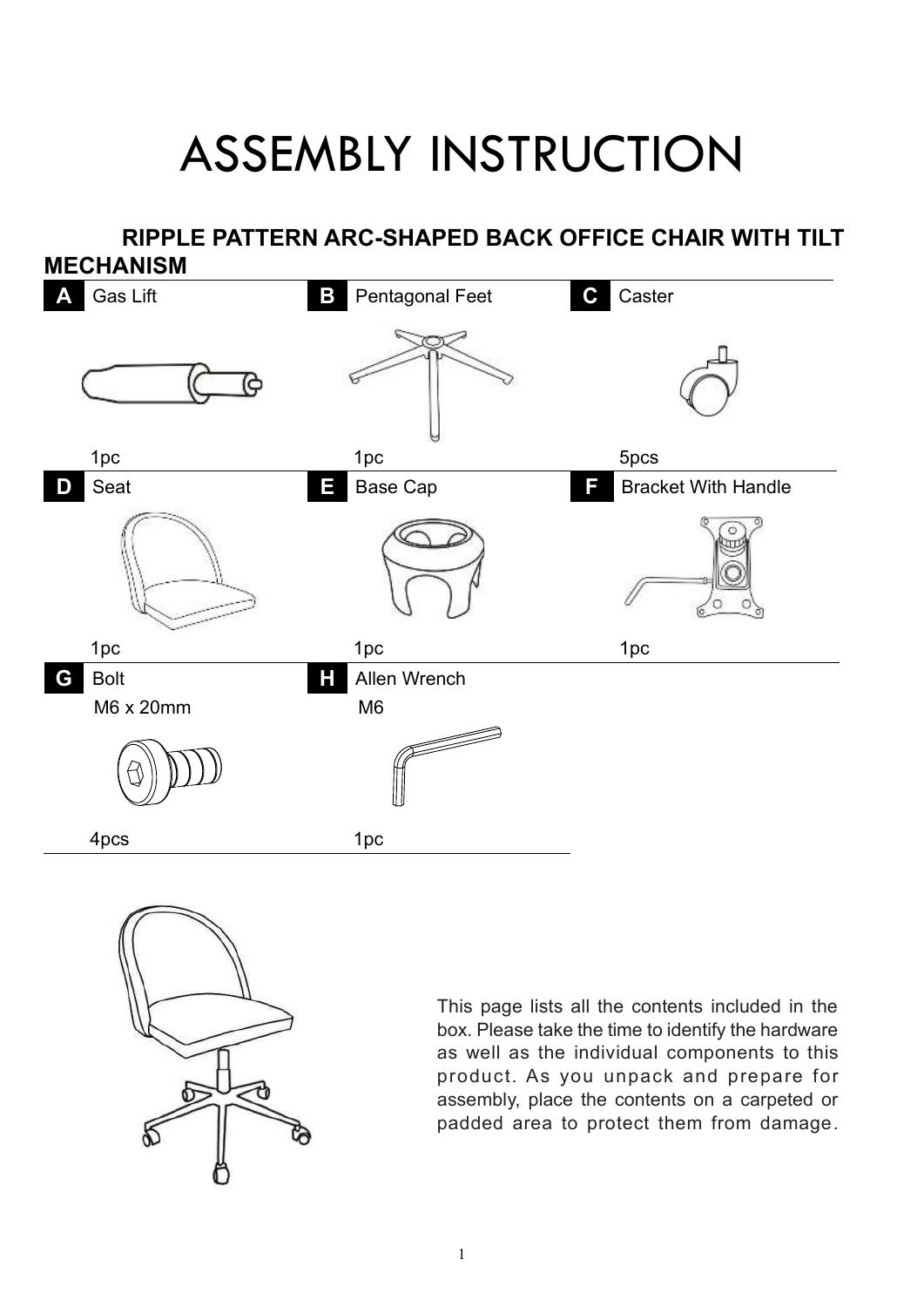# ASSEMBLY INSTRUCTION

## RIPPLE PATTERN ARC-SHAPED BACK OFFICE CHAIR WITH TILT MECHANISM

| | | |
|---|---|---|
| **A** Gas Lift | **B** Pentagonal Feet | **C** Caster |
| 1pc | 1pc | 5pcs |
| **D** Seat | **E** Base Cap | **F** Bracket With Handle |
| 1pc | 1pc | 1pc |
| **G** Bolt M6 x 20mm | **H** Allen Wrench M6 | |
| 4pcs | 1pc | |

This page lists all the contents included in the box. Please take the time to identify the hardware as well as the individual components to this product. As you unpack and prepare for assembly, place the contents on a carpeted or padded area to protect them from damage.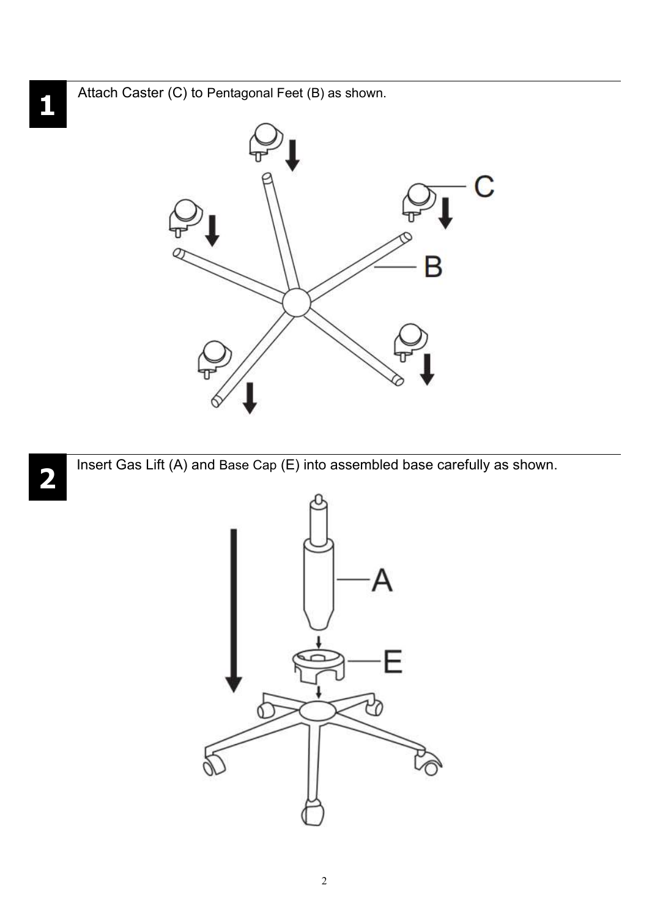**1** Attach Caster (C) to Pentagonal Feet (B) as shown.

C

B

**2** Insert Gas Lift (A) and Base Cap (E) into assembled base carefully as shown.

A

E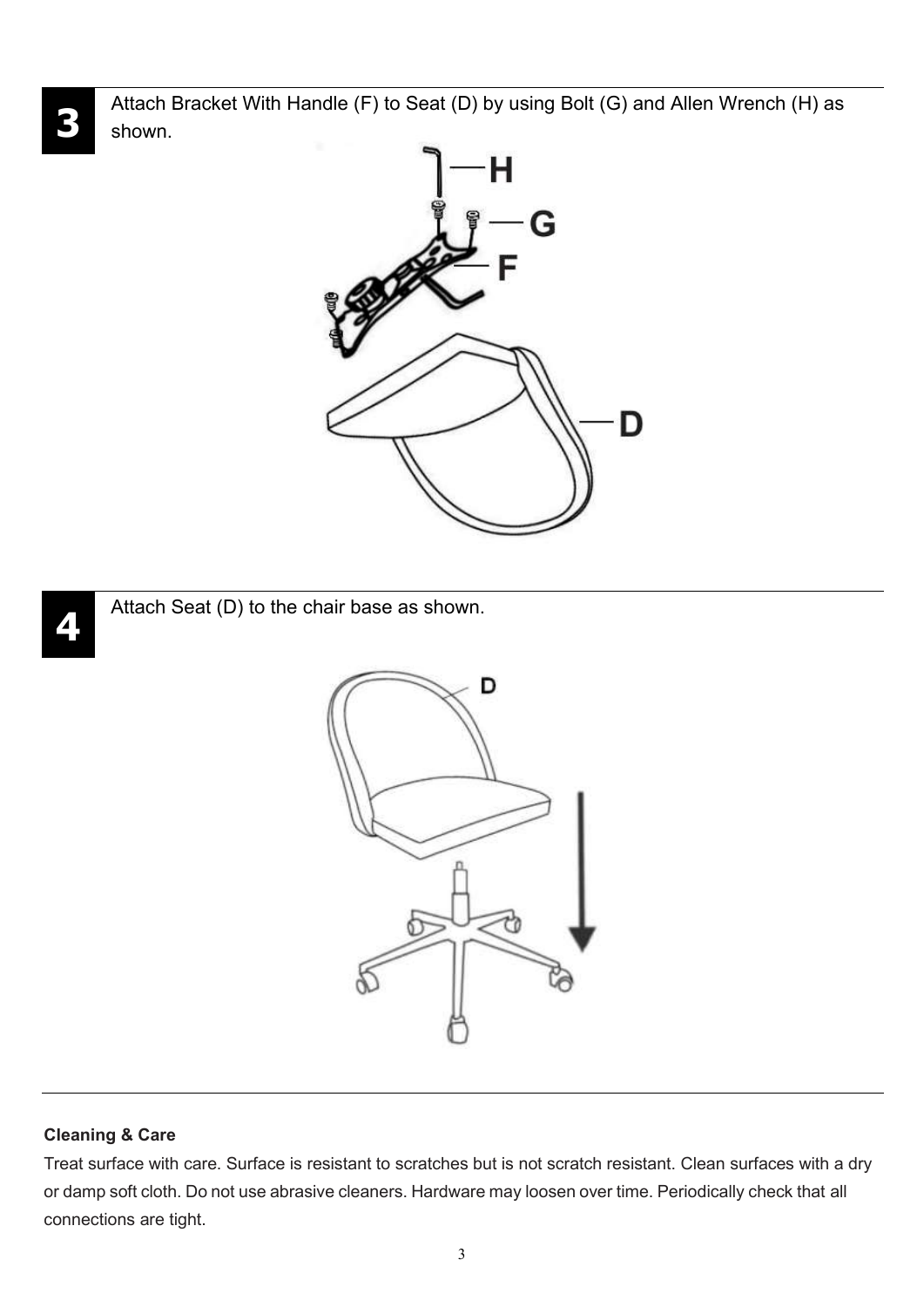**3** Attach Bracket With Handle (F) to Seat (D) by using Bolt (G) and Allen Wrench (H) as shown.

H

G

F

D

**4** Attach Seat (D) to the chair base as shown.

D

**Cleaning & Care**

Treat surface with care. Surface is resistant to scratches but is not scratch resistant. Clean surfaces with a dry or damp soft cloth. Do not use abrasive cleaners. Hardware may loosen over time. Periodically check that all connections are tight.